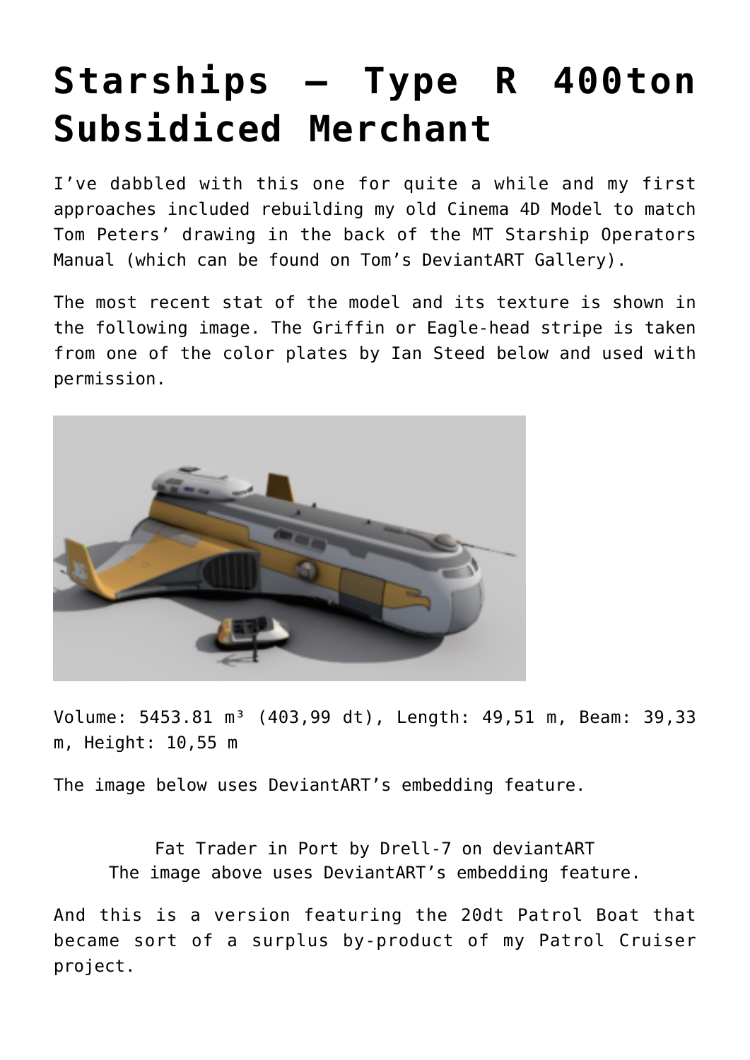# Starships – Type R 400ton Subsidiced Merchant

I've dabbled with this one for quite a while and my first approaches included rebuilding my old Cinema 4D Model to match Tom Peters' drawing in the back of the MT Starship Operators Manual (which can be found on Tom's DeviantART Gallery).

The most recent stat of the model and its texture is shown in the following image. The Griffin or Eagle-head stripe is taken from one of the color plates by Ian Steed below and used with permission.

Volume: 5453.81 m³ (403,99 dt), Length: 49,51 m, Beam: 39,33 m, Height: 10,55 m

The image below uses DeviantART's embedding feature.

Fat Trader in Port by Drell-7 on deviantART
The image above uses DeviantART's embedding feature.

And this is a version featuring the 20dt Patrol Boat that became sort of a surplus by-product of my Patrol Cruiser project.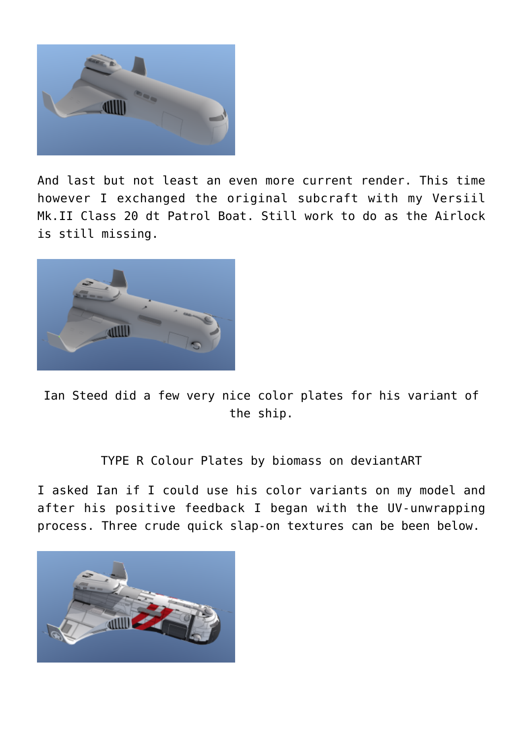And last but not least an even more current render. This time however I exchanged the original subcraft with my Versiil Mk.II Class 20 dt Patrol Boat. Still work to do as the Airlock is still missing.

Ian Steed did a few very nice color plates for his variant of the ship.

TYPE R Colour Plates by biomass on deviantART

I asked Ian if I could use his color variants on my model and after his positive feedback I began with the UV-unwrapping process. Three crude quick slap-on textures can be been below.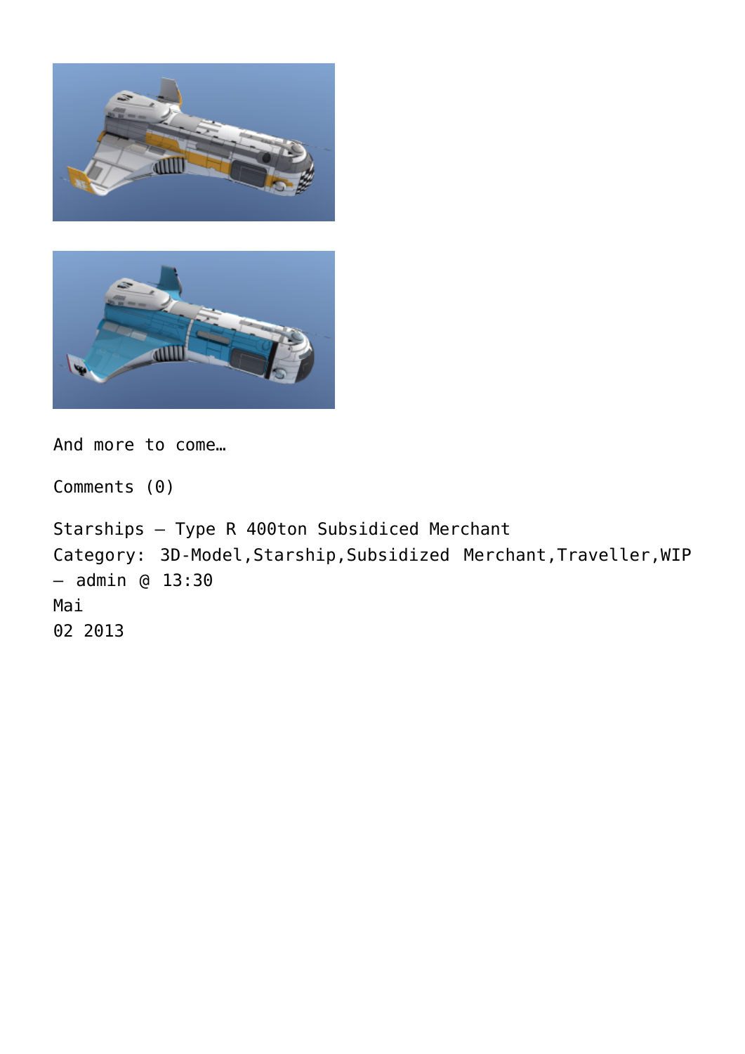And more to come…

Comments (0)

Starships – Type R 400ton Subsidiced Merchant
Category: 3D-Model,Starship,Subsidized Merchant,Traveller,WIP
– admin @ 13:30
Mai
02 2013